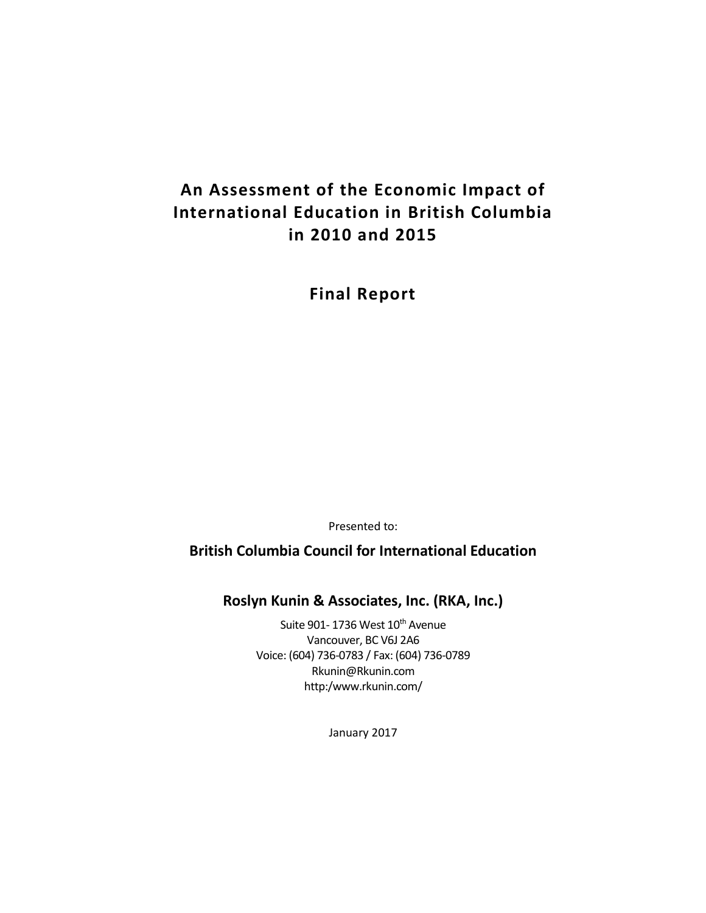# An Assessment of the Economic Impact of International Education in British Columbia in 2010 and 2015

## Final Report

Presented to:

**British Columbia Council for International Education**

**Roslyn Kunin & Associates, Inc. (RKA, Inc.)**

Suite 901- 1736 West 10th Avenue
Vancouver, BC V6J 2A6
Voice: (604) 736-0783 / Fax: (604) 736-0789
Rkunin@Rkunin.com
http:/www.rkunin.com/

January 2017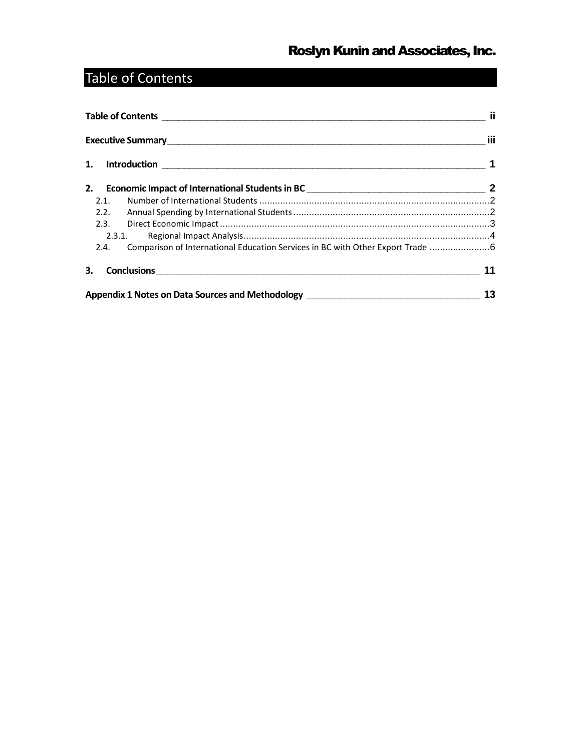# Table of Contents

**Table of Contents** ii

**Executive Summary** iii

**1. Introduction** 1

**2. Economic Impact of International Students in BC** 2

- 2.1. Number of International Students 2
- 2.2. Annual Spending by International Students 2
- 2.3. Direct Economic Impact 3
  - 2.3.1. Regional Impact Analysis 4
- 2.4. Comparison of International Education Services in BC with Other Export Trade 6

**3. Conclusions** 11

**Appendix 1 Notes on Data Sources and Methodology** 13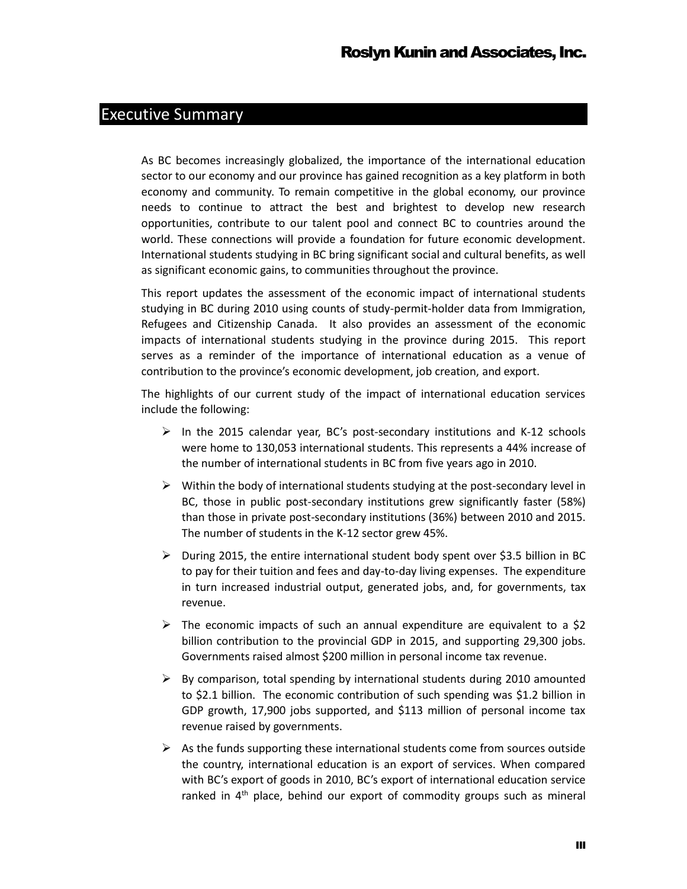## Executive Summary

As BC becomes increasingly globalized, the importance of the international education sector to our economy and our province has gained recognition as a key platform in both economy and community. To remain competitive in the global economy, our province needs to continue to attract the best and brightest to develop new research opportunities, contribute to our talent pool and connect BC to countries around the world. These connections will provide a foundation for future economic development. International students studying in BC bring significant social and cultural benefits, as well as significant economic gains, to communities throughout the province.

This report updates the assessment of the economic impact of international students studying in BC during 2010 using counts of study-permit-holder data from Immigration, Refugees and Citizenship Canada. It also provides an assessment of the economic impacts of international students studying in the province during 2015. This report serves as a reminder of the importance of international education as a venue of contribution to the province's economic development, job creation, and export.

The highlights of our current study of the impact of international education services include the following:

- In the 2015 calendar year, BC's post-secondary institutions and K-12 schools were home to 130,053 international students. This represents a 44% increase of the number of international students in BC from five years ago in 2010.
- Within the body of international students studying at the post-secondary level in BC, those in public post-secondary institutions grew significantly faster (58%) than those in private post-secondary institutions (36%) between 2010 and 2015. The number of students in the K-12 sector grew 45%.
- During 2015, the entire international student body spent over $3.5 billion in BC to pay for their tuition and fees and day-to-day living expenses. The expenditure in turn increased industrial output, generated jobs, and, for governments, tax revenue.
- The economic impacts of such an annual expenditure are equivalent to a $2 billion contribution to the provincial GDP in 2015, and supporting 29,300 jobs. Governments raised almost $200 million in personal income tax revenue.
- By comparison, total spending by international students during 2010 amounted to $2.1 billion. The economic contribution of such spending was $1.2 billion in GDP growth, 17,900 jobs supported, and $113 million of personal income tax revenue raised by governments.
- As the funds supporting these international students come from sources outside the country, international education is an export of services. When compared with BC's export of goods in 2010, BC's export of international education service ranked in 4th place, behind our export of commodity groups such as mineral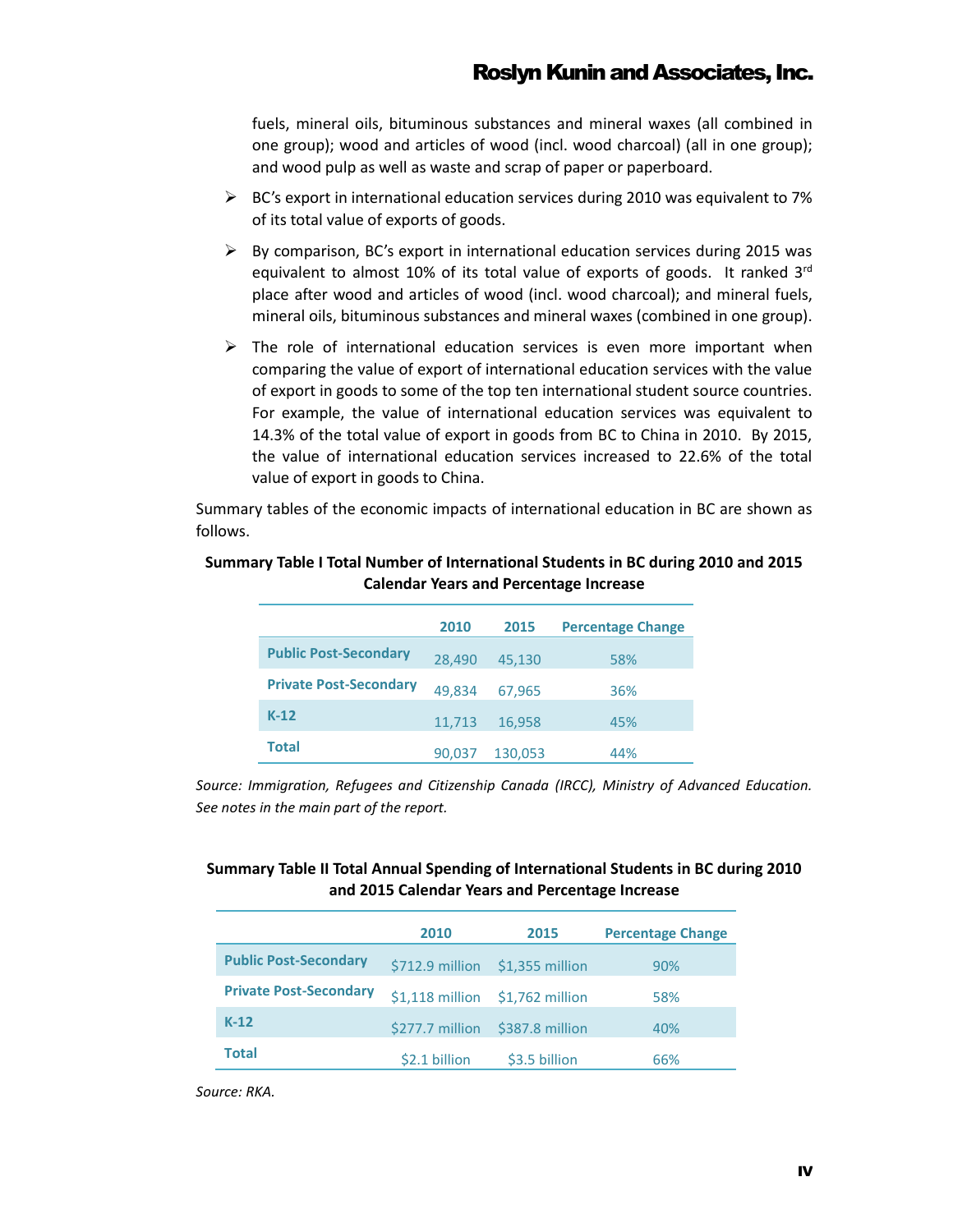fuels, mineral oils, bituminous substances and mineral waxes (all combined in one group); wood and articles of wood (incl. wood charcoal) (all in one group); and wood pulp as well as waste and scrap of paper or paperboard.

- BC's export in international education services during 2010 was equivalent to 7% of its total value of exports of goods.
- By comparison, BC's export in international education services during 2015 was equivalent to almost 10% of its total value of exports of goods. It ranked 3rd place after wood and articles of wood (incl. wood charcoal); and mineral fuels, mineral oils, bituminous substances and mineral waxes (combined in one group).
- The role of international education services is even more important when comparing the value of export of international education services with the value of export in goods to some of the top ten international student source countries. For example, the value of international education services was equivalent to 14.3% of the total value of export in goods from BC to China in 2010. By 2015, the value of international education services increased to 22.6% of the total value of export in goods to China.

Summary tables of the economic impacts of international education in BC are shown as follows.

**Summary Table I Total Number of International Students in BC during 2010 and 2015 Calendar Years and Percentage Increase**

| | 2010 | 2015 | Percentage Change |
|---|---|---|---|
| **Public Post-Secondary** | 28,490 | 45,130 | 58% |
| **Private Post-Secondary** | 49,834 | 67,965 | 36% |
| **K-12** | 11,713 | 16,958 | 45% |
| **Total** | 90,037 | 130,053 | 44% |

*Source: Immigration, Refugees and Citizenship Canada (IRCC), Ministry of Advanced Education. See notes in the main part of the report.*

**Summary Table II Total Annual Spending of International Students in BC during 2010 and 2015 Calendar Years and Percentage Increase**

| | 2010 | 2015 | Percentage Change |
|---|---|---|---|
| **Public Post-Secondary** | $712.9 million | $1,355 million | 90% |
| **Private Post-Secondary** | $1,118 million | $1,762 million | 58% |
| **K-12** | $277.7 million | $387.8 million | 40% |
| **Total** | $2.1 billion | $3.5 billion | 66% |

*Source: RKA.*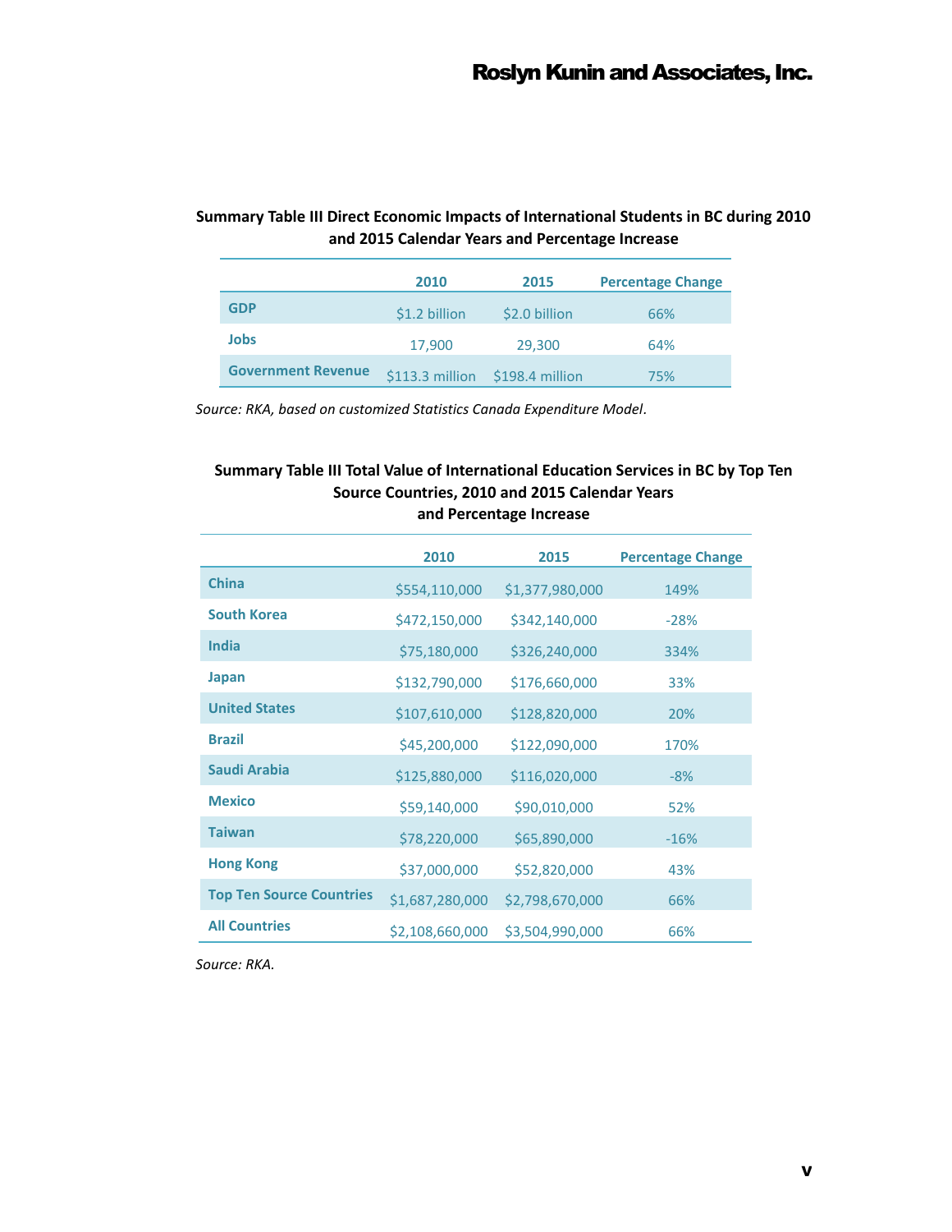**Summary Table III Direct Economic Impacts of International Students in BC during 2010 and 2015 Calendar Years and Percentage Increase**

| | 2010 | 2015 | Percentage Change |
|---|---|---|---|
| GDP | $1.2 billion | $2.0 billion | 66% |
| Jobs | 17,900 | 29,300 | 64% |
| Government Revenue | $113.3 million | $198.4 million | 75% |

*Source: RKA, based on customized Statistics Canada Expenditure Model.*

**Summary Table III Total Value of International Education Services in BC by Top Ten Source Countries, 2010 and 2015 Calendar Years and Percentage Increase**

| | 2010 | 2015 | Percentage Change |
|---|---|---|---|
| China | $554,110,000 | $1,377,980,000 | 149% |
| South Korea | $472,150,000 | $342,140,000 | -28% |
| India | $75,180,000 | $326,240,000 | 334% |
| Japan | $132,790,000 | $176,660,000 | 33% |
| United States | $107,610,000 | $128,820,000 | 20% |
| Brazil | $45,200,000 | $122,090,000 | 170% |
| Saudi Arabia | $125,880,000 | $116,020,000 | -8% |
| Mexico | $59,140,000 | $90,010,000 | 52% |
| Taiwan | $78,220,000 | $65,890,000 | -16% |
| Hong Kong | $37,000,000 | $52,820,000 | 43% |
| Top Ten Source Countries | $1,687,280,000 | $2,798,670,000 | 66% |
| All Countries | $2,108,660,000 | $3,504,990,000 | 66% |

*Source: RKA.*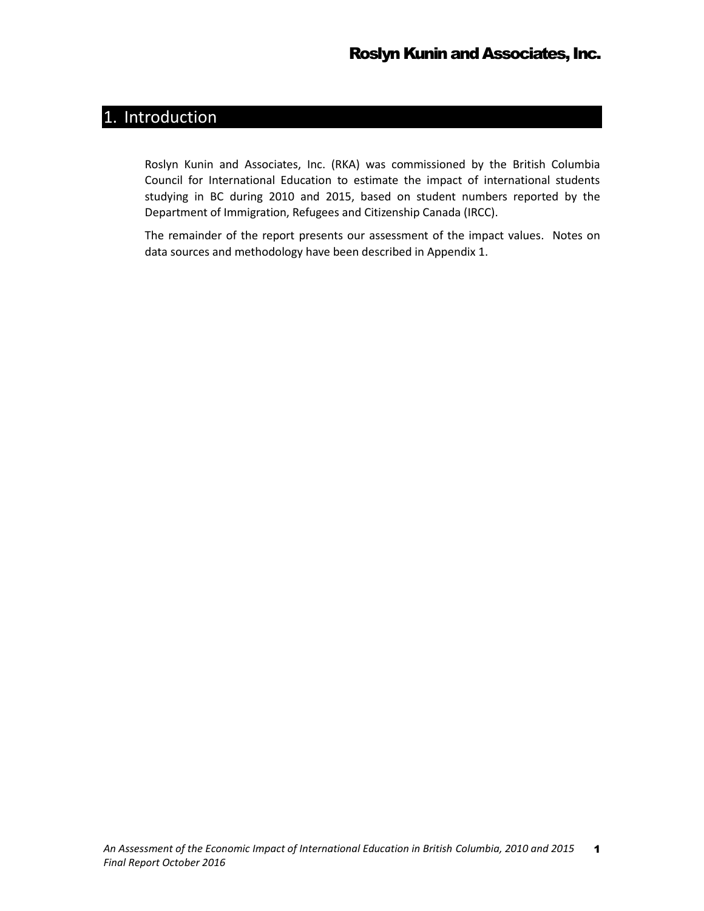# 1. Introduction

Roslyn Kunin and Associates, Inc. (RKA) was commissioned by the British Columbia Council for International Education to estimate the impact of international students studying in BC during 2010 and 2015, based on student numbers reported by the Department of Immigration, Refugees and Citizenship Canada (IRCC).

The remainder of the report presents our assessment of the impact values. Notes on data sources and methodology have been described in Appendix 1.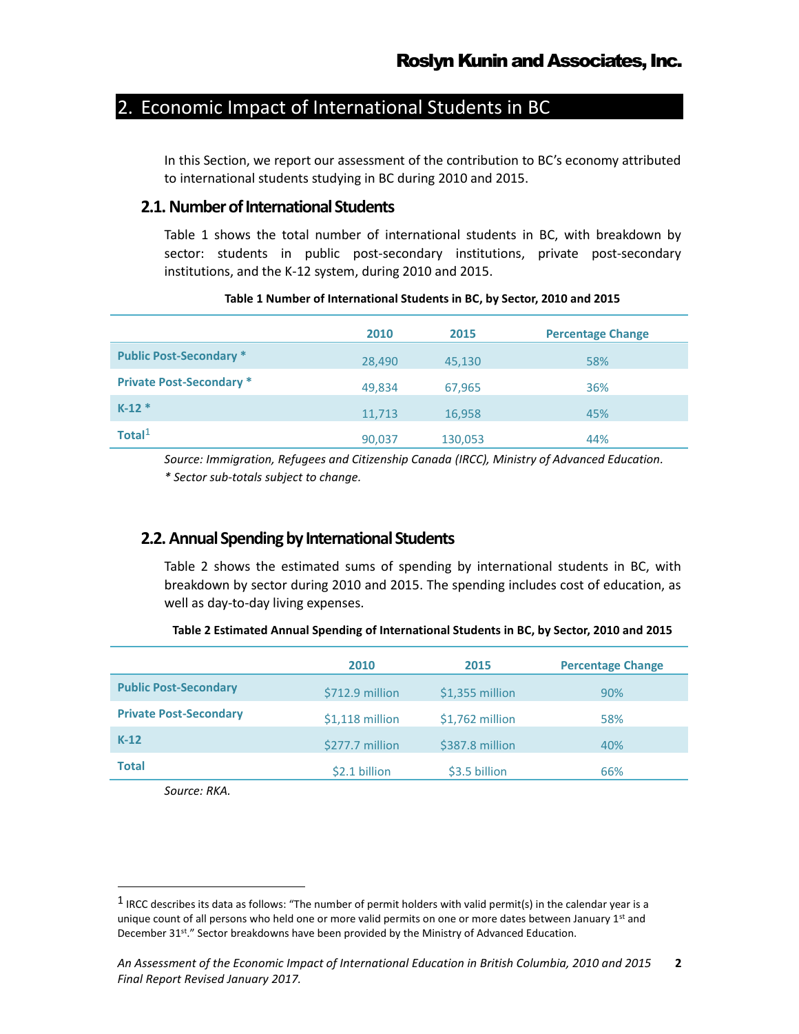## 2. Economic Impact of International Students in BC

In this Section, we report our assessment of the contribution to BC's economy attributed to international students studying in BC during 2010 and 2015.

### 2.1. Number of International Students

Table 1 shows the total number of international students in BC, with breakdown by sector: students in public post-secondary institutions, private post-secondary institutions, and the K-12 system, during 2010 and 2015.

**Table 1 Number of International Students in BC, by Sector, 2010 and 2015**

| | 2010 | 2015 | Percentage Change |
|---|---|---|---|
| **Public Post-Secondary *** | 28,490 | 45,130 | 58% |
| **Private Post-Secondary *** | 49,834 | 67,965 | 36% |
| **K-12 *** | 11,713 | 16,958 | 45% |
| **Total**[1] | 90,037 | 130,053 | 44% |

*Source: Immigration, Refugees and Citizenship Canada (IRCC), Ministry of Advanced Education.*
*\* Sector sub-totals subject to change.*

### 2.2. Annual Spending by International Students

Table 2 shows the estimated sums of spending by international students in BC, with breakdown by sector during 2010 and 2015. The spending includes cost of education, as well as day-to-day living expenses.

**Table 2 Estimated Annual Spending of International Students in BC, by Sector, 2010 and 2015**

| | 2010 | 2015 | Percentage Change |
|---|---|---|---|
| **Public Post-Secondary** | $712.9 million | $1,355 million | 90% |
| **Private Post-Secondary** | $1,118 million | $1,762 million | 58% |
| **K-12** | $277.7 million | $387.8 million | 40% |
| **Total** | $2.1 billion | $3.5 billion | 66% |

*Source: RKA.*

[1] IRCC describes its data as follows: "The number of permit holders with valid permit(s) in the calendar year is a unique count of all persons who held one or more valid permits on one or more dates between January 1st and December 31st." Sector breakdowns have been provided by the Ministry of Advanced Education.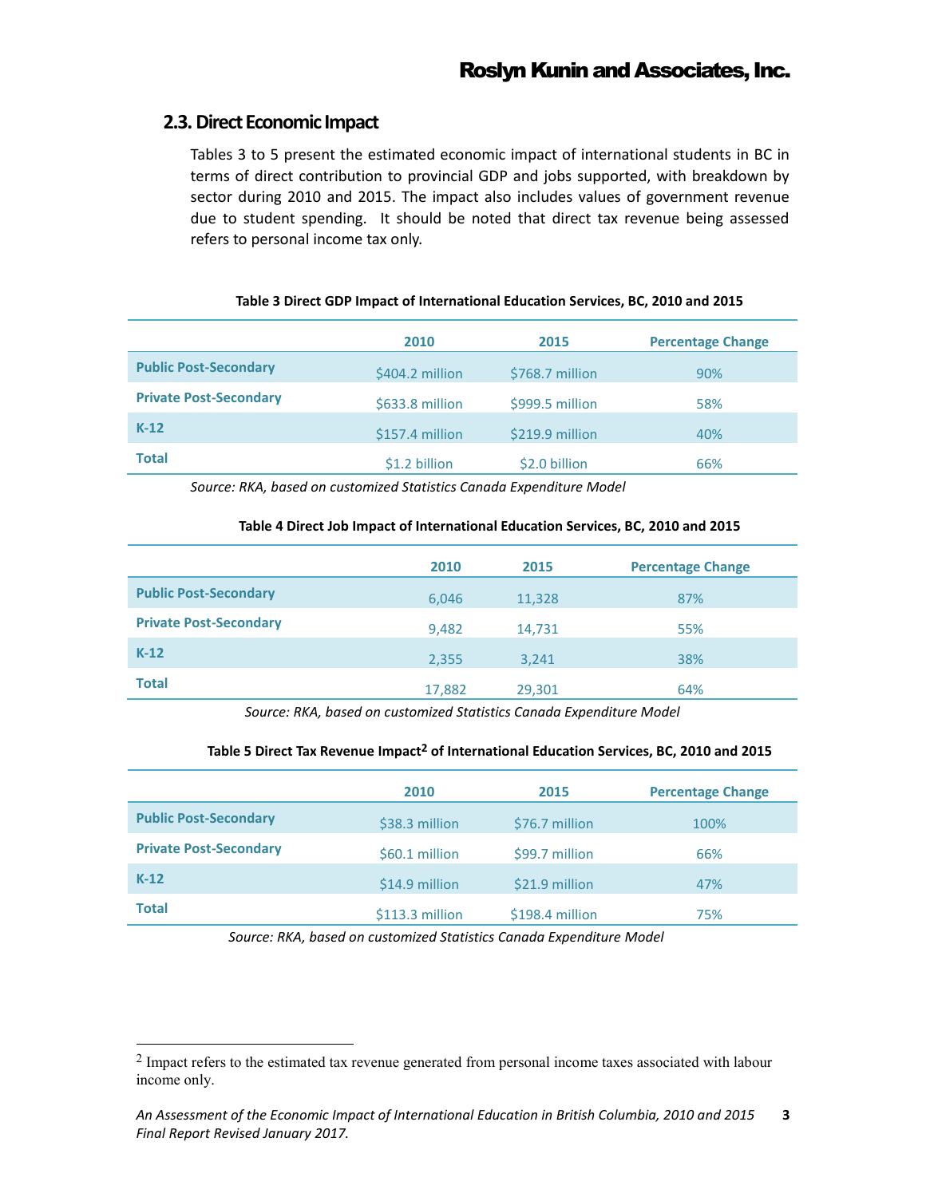## 2.3. Direct Economic Impact

Tables 3 to 5 present the estimated economic impact of international students in BC in terms of direct contribution to provincial GDP and jobs supported, with breakdown by sector during 2010 and 2015. The impact also includes values of government revenue due to student spending. It should be noted that direct tax revenue being assessed refers to personal income tax only.

**Table 3 Direct GDP Impact of International Education Services, BC, 2010 and 2015**

| | 2010 | 2015 | Percentage Change |
|---|---|---|---|
| **Public Post-Secondary** | $404.2 million | $768.7 million | 90% |
| **Private Post-Secondary** | $633.8 million | $999.5 million | 58% |
| **K-12** | $157.4 million | $219.9 million | 40% |
| **Total** | $1.2 billion | $2.0 billion | 66% |

*Source: RKA, based on customized Statistics Canada Expenditure Model*

**Table 4 Direct Job Impact of International Education Services, BC, 2010 and 2015**

| | 2010 | 2015 | Percentage Change |
|---|---|---|---|
| **Public Post-Secondary** | 6,046 | 11,328 | 87% |
| **Private Post-Secondary** | 9,482 | 14,731 | 55% |
| **K-12** | 2,355 | 3,241 | 38% |
| **Total** | 17,882 | 29,301 | 64% |

*Source: RKA, based on customized Statistics Canada Expenditure Model*

**Table 5 Direct Tax Revenue Impact[2] of International Education Services, BC, 2010 and 2015**

| | 2010 | 2015 | Percentage Change |
|---|---|---|---|
| **Public Post-Secondary** | $38.3 million | $76.7 million | 100% |
| **Private Post-Secondary** | $60.1 million | $99.7 million | 66% |
| **K-12** | $14.9 million | $21.9 million | 47% |
| **Total** | $113.3 million | $198.4 million | 75% |

*Source: RKA, based on customized Statistics Canada Expenditure Model*

[2] Impact refers to the estimated tax revenue generated from personal income taxes associated with labour income only.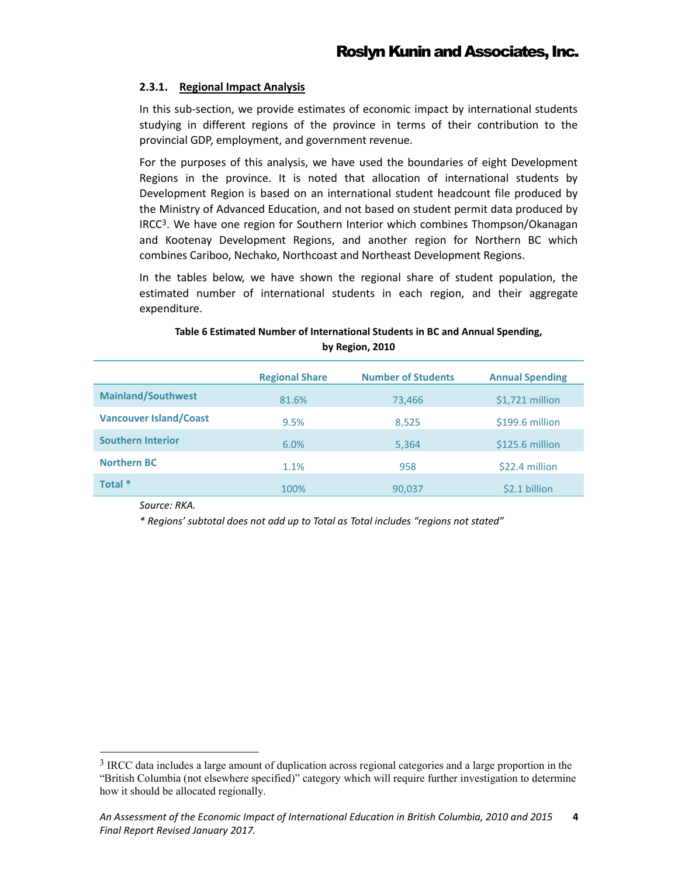### 2.3.1. Regional Impact Analysis

In this sub-section, we provide estimates of economic impact by international students studying in different regions of the province in terms of their contribution to the provincial GDP, employment, and government revenue.

For the purposes of this analysis, we have used the boundaries of eight Development Regions in the province. It is noted that allocation of international students by Development Region is based on an international student headcount file produced by the Ministry of Advanced Education, and not based on student permit data produced by IRCC[3]. We have one region for Southern Interior which combines Thompson/Okanagan and Kootenay Development Regions, and another region for Northern BC which combines Cariboo, Nechako, Northcoast and Northeast Development Regions.

In the tables below, we have shown the regional share of student population, the estimated number of international students in each region, and their aggregate expenditure.

**Table 6 Estimated Number of International Students in BC and Annual Spending, by Region, 2010**

| | Regional Share | Number of Students | Annual Spending |
|---|---|---|---|
| **Mainland/Southwest** | 81.6% | 73,466 | $1,721 million |
| **Vancouver Island/Coast** | 9.5% | 8,525 | $199.6 million |
| **Southern Interior** | 6.0% | 5,364 | $125.6 million |
| **Northern BC** | 1.1% | 958 | $22.4 million |
| **Total *** | 100% | 90,037 | $2.1 billion |

*Source: RKA.*

*\* Regions' subtotal does not add up to Total as Total includes "regions not stated"*

[3] IRCC data includes a large amount of duplication across regional categories and a large proportion in the "British Columbia (not elsewhere specified)" category which will require further investigation to determine how it should be allocated regionally.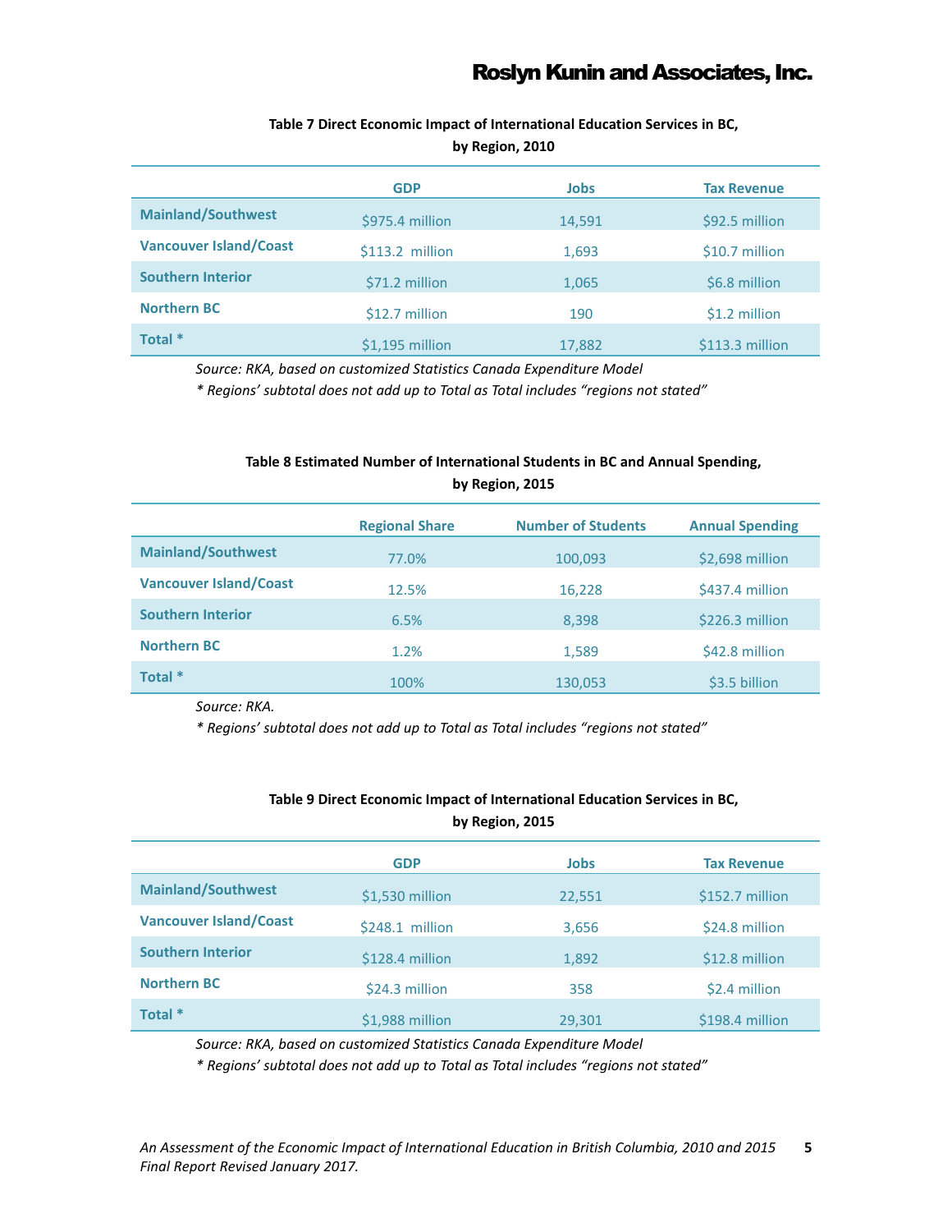**Table 7 Direct Economic Impact of International Education Services in BC, by Region, 2010**

| | GDP | Jobs | Tax Revenue |
|---|---|---|---|
| **Mainland/Southwest** | $975.4 million | 14,591 | $92.5 million |
| **Vancouver Island/Coast** | $113.2 million | 1,693 | $10.7 million |
| **Southern Interior** | $71.2 million | 1,065 | $6.8 million |
| **Northern BC** | $12.7 million | 190 | $1.2 million |
| **Total *** | $1,195 million | 17,882 | $113.3 million |

*Source: RKA, based on customized Statistics Canada Expenditure Model*

*\* Regions' subtotal does not add up to Total as Total includes "regions not stated"*

**Table 8 Estimated Number of International Students in BC and Annual Spending, by Region, 2015**

| | Regional Share | Number of Students | Annual Spending |
|---|---|---|---|
| **Mainland/Southwest** | 77.0% | 100,093 | $2,698 million |
| **Vancouver Island/Coast** | 12.5% | 16,228 | $437.4 million |
| **Southern Interior** | 6.5% | 8,398 | $226.3 million |
| **Northern BC** | 1.2% | 1,589 | $42.8 million |
| **Total *** | 100% | 130,053 | $3.5 billion |

*Source: RKA.*

*\* Regions' subtotal does not add up to Total as Total includes "regions not stated"*

**Table 9 Direct Economic Impact of International Education Services in BC, by Region, 2015**

| | GDP | Jobs | Tax Revenue |
|---|---|---|---|
| **Mainland/Southwest** | $1,530 million | 22,551 | $152.7 million |
| **Vancouver Island/Coast** | $248.1 million | 3,656 | $24.8 million |
| **Southern Interior** | $128.4 million | 1,892 | $12.8 million |
| **Northern BC** | $24.3 million | 358 | $2.4 million |
| **Total *** | $1,988 million | 29,301 | $198.4 million |

*Source: RKA, based on customized Statistics Canada Expenditure Model*

*\* Regions' subtotal does not add up to Total as Total includes "regions not stated"*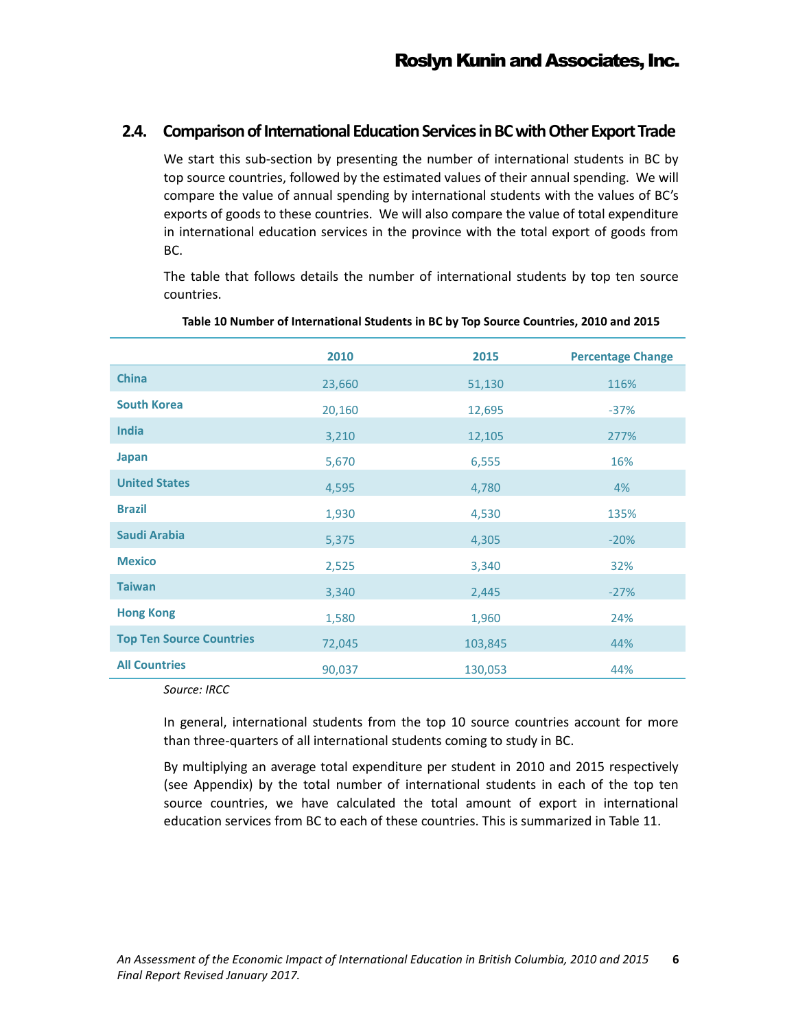## 2.4. Comparison of International Education Services in BC with Other Export Trade

We start this sub-section by presenting the number of international students in BC by top source countries, followed by the estimated values of their annual spending. We will compare the value of annual spending by international students with the values of BC's exports of goods to these countries. We will also compare the value of total expenditure in international education services in the province with the total export of goods from BC.

The table that follows details the number of international students by top ten source countries.

**Table 10 Number of International Students in BC by Top Source Countries, 2010 and 2015**

| | 2010 | 2015 | Percentage Change |
|---|---|---|---|
| **China** | 23,660 | 51,130 | 116% |
| **South Korea** | 20,160 | 12,695 | -37% |
| **India** | 3,210 | 12,105 | 277% |
| **Japan** | 5,670 | 6,555 | 16% |
| **United States** | 4,595 | 4,780 | 4% |
| **Brazil** | 1,930 | 4,530 | 135% |
| **Saudi Arabia** | 5,375 | 4,305 | -20% |
| **Mexico** | 2,525 | 3,340 | 32% |
| **Taiwan** | 3,340 | 2,445 | -27% |
| **Hong Kong** | 1,580 | 1,960 | 24% |
| **Top Ten Source Countries** | 72,045 | 103,845 | 44% |
| **All Countries** | 90,037 | 130,053 | 44% |

*Source: IRCC*

In general, international students from the top 10 source countries account for more than three-quarters of all international students coming to study in BC.

By multiplying an average total expenditure per student in 2010 and 2015 respectively (see Appendix) by the total number of international students in each of the top ten source countries, we have calculated the total amount of export in international education services from BC to each of these countries. This is summarized in Table 11.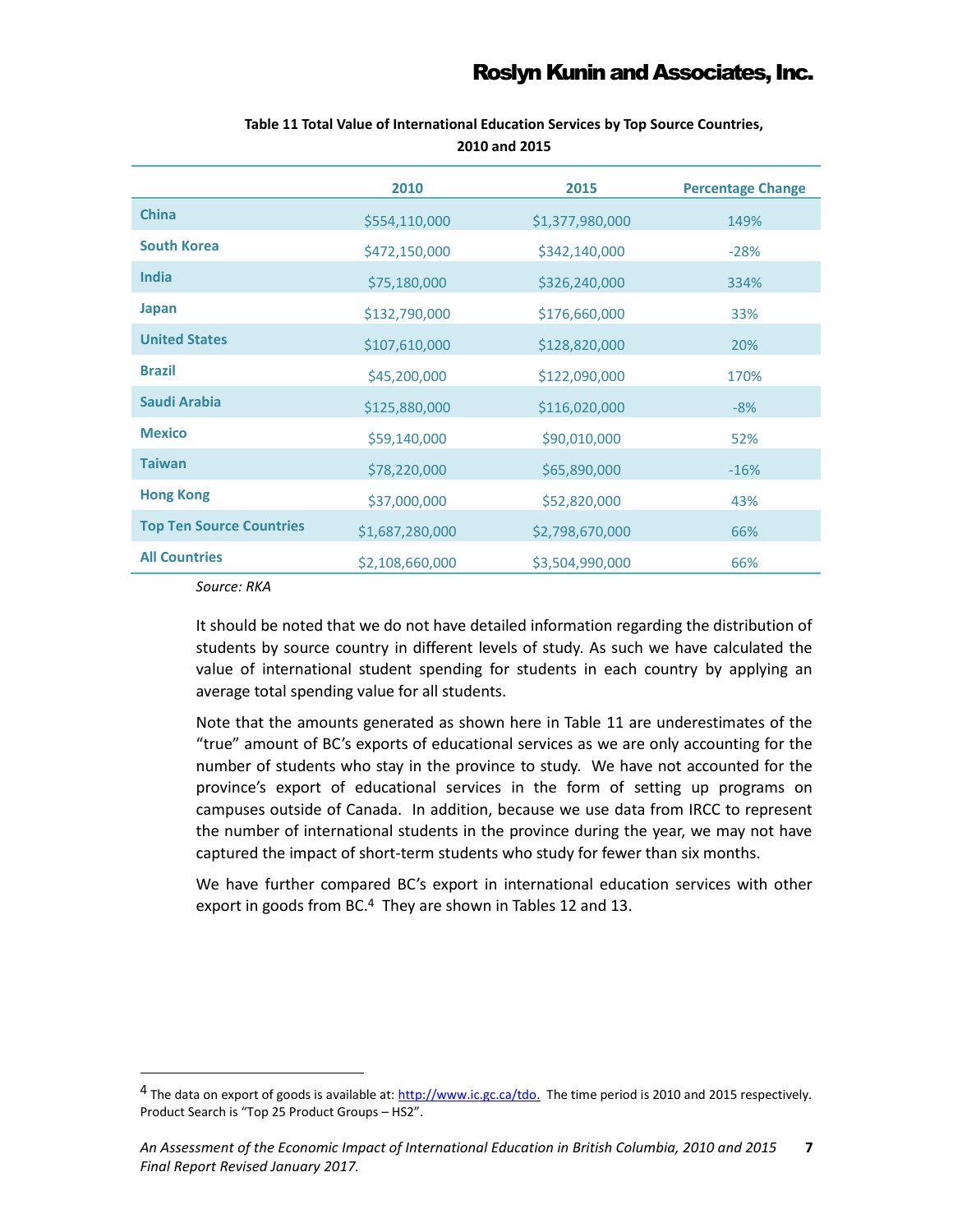**Table 11 Total Value of International Education Services by Top Source Countries, 2010 and 2015**

| | 2010 | 2015 | Percentage Change |
|---|---|---|---|
| **China** | $554,110,000 | $1,377,980,000 | 149% |
| **South Korea** | $472,150,000 | $342,140,000 | -28% |
| **India** | $75,180,000 | $326,240,000 | 334% |
| **Japan** | $132,790,000 | $176,660,000 | 33% |
| **United States** | $107,610,000 | $128,820,000 | 20% |
| **Brazil** | $45,200,000 | $122,090,000 | 170% |
| **Saudi Arabia** | $125,880,000 | $116,020,000 | -8% |
| **Mexico** | $59,140,000 | $90,010,000 | 52% |
| **Taiwan** | $78,220,000 | $65,890,000 | -16% |
| **Hong Kong** | $37,000,000 | $52,820,000 | 43% |
| **Top Ten Source Countries** | $1,687,280,000 | $2,798,670,000 | 66% |
| **All Countries** | $2,108,660,000 | $3,504,990,000 | 66% |

*Source: RKA*

It should be noted that we do not have detailed information regarding the distribution of students by source country in different levels of study. As such we have calculated the value of international student spending for students in each country by applying an average total spending value for all students.

Note that the amounts generated as shown here in Table 11 are underestimates of the "true" amount of BC's exports of educational services as we are only accounting for the number of students who stay in the province to study. We have not accounted for the province's export of educational services in the form of setting up programs on campuses outside of Canada. In addition, because we use data from IRCC to represent the number of international students in the province during the year, we may not have captured the impact of short-term students who study for fewer than six months.

We have further compared BC's export in international education services with other export in goods from BC.[4] They are shown in Tables 12 and 13.

[4] The data on export of goods is available at: http://www.ic.gc.ca/tdo. The time period is 2010 and 2015 respectively. Product Search is "Top 25 Product Groups – HS2".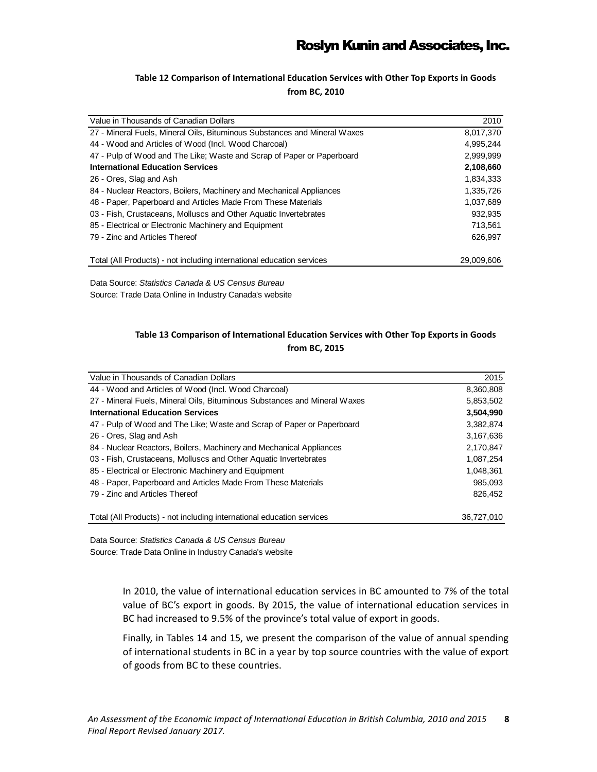**Table 12 Comparison of International Education Services with Other Top Exports in Goods from BC, 2010**

| Value in Thousands of Canadian Dollars | 2010 |
|---|---|
| 27 - Mineral Fuels, Mineral Oils, Bituminous Substances and Mineral Waxes | 8,017,370 |
| 44 - Wood and Articles of Wood (Incl. Wood Charcoal) | 4,995,244 |
| 47 - Pulp of Wood and The Like; Waste and Scrap of Paper or Paperboard | 2,999,999 |
| **International Education Services** | **2,108,660** |
| 26 - Ores, Slag and Ash | 1,834,333 |
| 84 - Nuclear Reactors, Boilers, Machinery and Mechanical Appliances | 1,335,726 |
| 48 - Paper, Paperboard and Articles Made From These Materials | 1,037,689 |
| 03 - Fish, Crustaceans, Molluscs and Other Aquatic Invertebrates | 932,935 |
| 85 - Electrical or Electronic Machinery and Equipment | 713,561 |
| 79 - Zinc and Articles Thereof | 626,997 |
| Total (All Products) - not including international education services | 29,009,606 |

Data Source: *Statistics Canada & US Census Bureau*
Source: Trade Data Online in Industry Canada's website

**Table 13 Comparison of International Education Services with Other Top Exports in Goods from BC, 2015**

| Value in Thousands of Canadian Dollars | 2015 |
|---|---|
| 44 - Wood and Articles of Wood (Incl. Wood Charcoal) | 8,360,808 |
| 27 - Mineral Fuels, Mineral Oils, Bituminous Substances and Mineral Waxes | 5,853,502 |
| **International Education Services** | **3,504,990** |
| 47 - Pulp of Wood and The Like; Waste and Scrap of Paper or Paperboard | 3,382,874 |
| 26 - Ores, Slag and Ash | 3,167,636 |
| 84 - Nuclear Reactors, Boilers, Machinery and Mechanical Appliances | 2,170,847 |
| 03 - Fish, Crustaceans, Molluscs and Other Aquatic Invertebrates | 1,087,254 |
| 85 - Electrical or Electronic Machinery and Equipment | 1,048,361 |
| 48 - Paper, Paperboard and Articles Made From These Materials | 985,093 |
| 79 - Zinc and Articles Thereof | 826,452 |
| Total (All Products) - not including international education services | 36,727,010 |

Data Source: *Statistics Canada & US Census Bureau*
Source: Trade Data Online in Industry Canada's website

In 2010, the value of international education services in BC amounted to 7% of the total value of BC's export in goods. By 2015, the value of international education services in BC had increased to 9.5% of the province's total value of export in goods.

Finally, in Tables 14 and 15, we present the comparison of the value of annual spending of international students in BC in a year by top source countries with the value of export of goods from BC to these countries.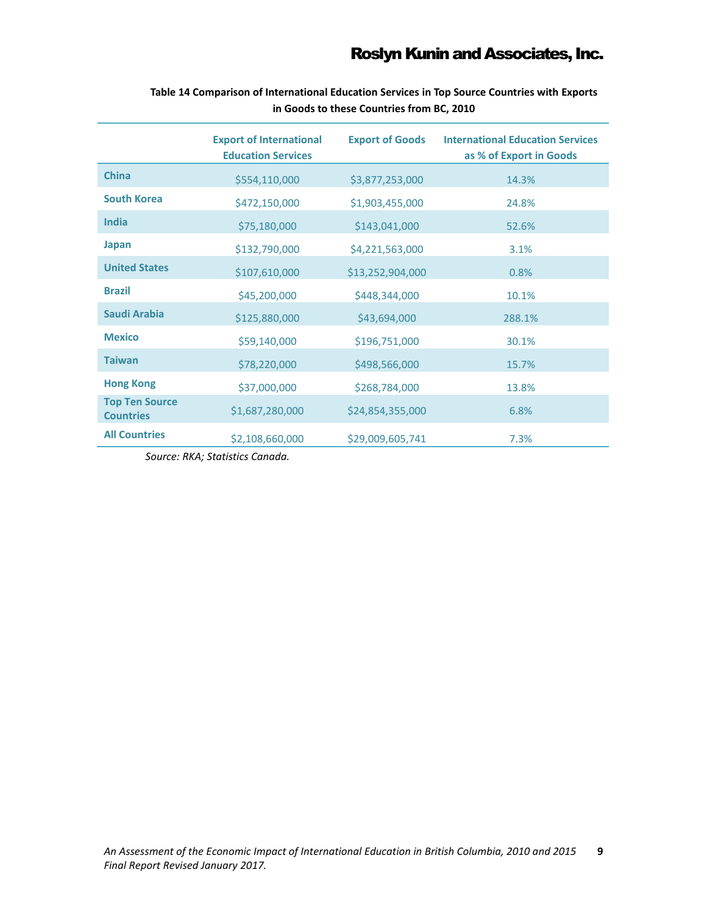**Table 14 Comparison of International Education Services in Top Source Countries with Exports in Goods to these Countries from BC, 2010**

| | Export of International Education Services | Export of Goods | International Education Services as % of Export in Goods |
|---|---|---|---|
| **China** | $554,110,000 | $3,877,253,000 | 14.3% |
| **South Korea** | $472,150,000 | $1,903,455,000 | 24.8% |
| **India** | $75,180,000 | $143,041,000 | 52.6% |
| **Japan** | $132,790,000 | $4,221,563,000 | 3.1% |
| **United States** | $107,610,000 | $13,252,904,000 | 0.8% |
| **Brazil** | $45,200,000 | $448,344,000 | 10.1% |
| **Saudi Arabia** | $125,880,000 | $43,694,000 | 288.1% |
| **Mexico** | $59,140,000 | $196,751,000 | 30.1% |
| **Taiwan** | $78,220,000 | $498,566,000 | 15.7% |
| **Hong Kong** | $37,000,000 | $268,784,000 | 13.8% |
| **Top Ten Source Countries** | $1,687,280,000 | $24,854,355,000 | 6.8% |
| **All Countries** | $2,108,660,000 | $29,009,605,741 | 7.3% |

*Source: RKA; Statistics Canada.*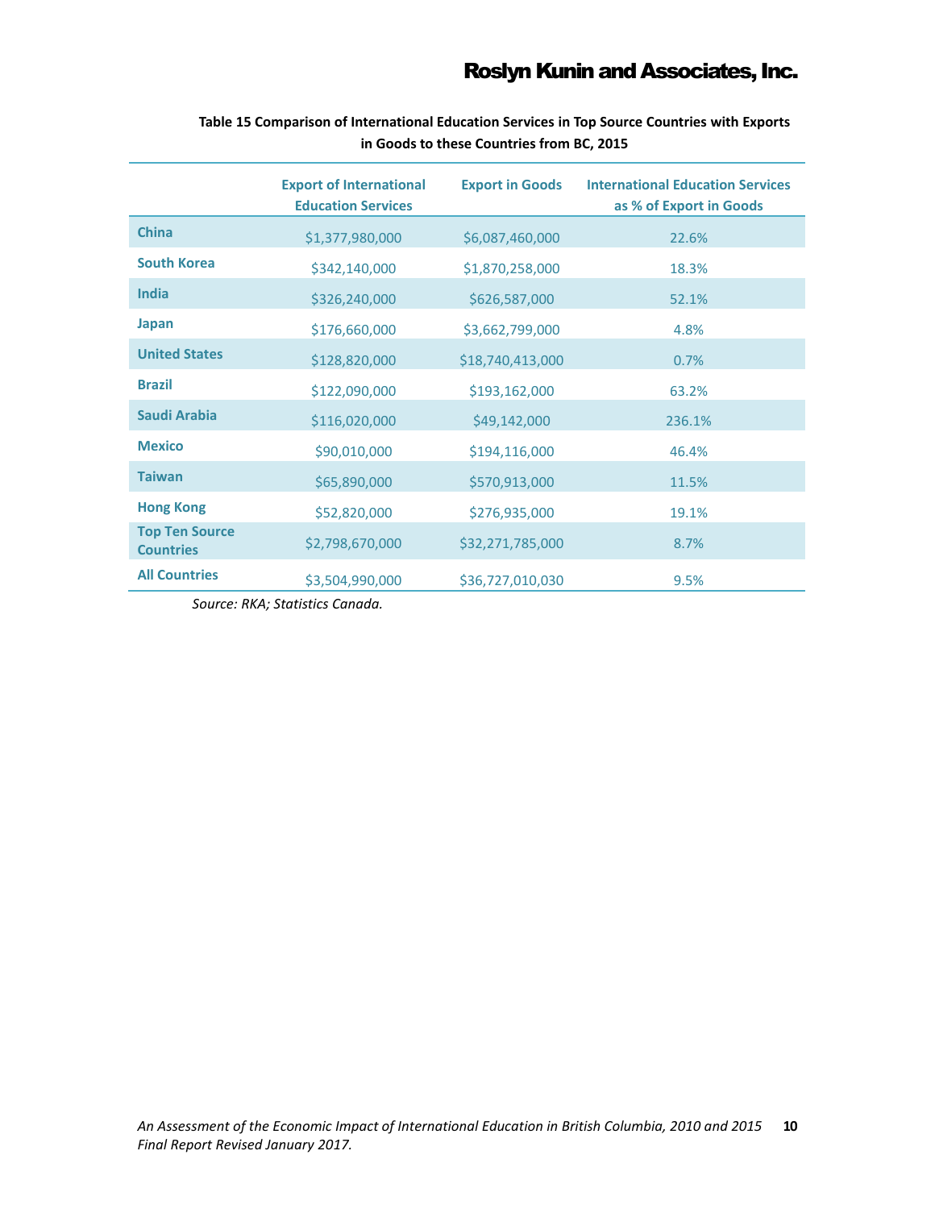**Table 15 Comparison of International Education Services in Top Source Countries with Exports in Goods to these Countries from BC, 2015**

| | Export of International Education Services | Export in Goods | International Education Services as % of Export in Goods |
|---|---|---|---|
| **China** | $1,377,980,000 | $6,087,460,000 | 22.6% |
| **South Korea** | $342,140,000 | $1,870,258,000 | 18.3% |
| **India** | $326,240,000 | $626,587,000 | 52.1% |
| **Japan** | $176,660,000 | $3,662,799,000 | 4.8% |
| **United States** | $128,820,000 | $18,740,413,000 | 0.7% |
| **Brazil** | $122,090,000 | $193,162,000 | 63.2% |
| **Saudi Arabia** | $116,020,000 | $49,142,000 | 236.1% |
| **Mexico** | $90,010,000 | $194,116,000 | 46.4% |
| **Taiwan** | $65,890,000 | $570,913,000 | 11.5% |
| **Hong Kong** | $52,820,000 | $276,935,000 | 19.1% |
| **Top Ten Source Countries** | $2,798,670,000 | $32,271,785,000 | 8.7% |
| **All Countries** | $3,504,990,000 | $36,727,010,030 | 9.5% |

*Source: RKA; Statistics Canada.*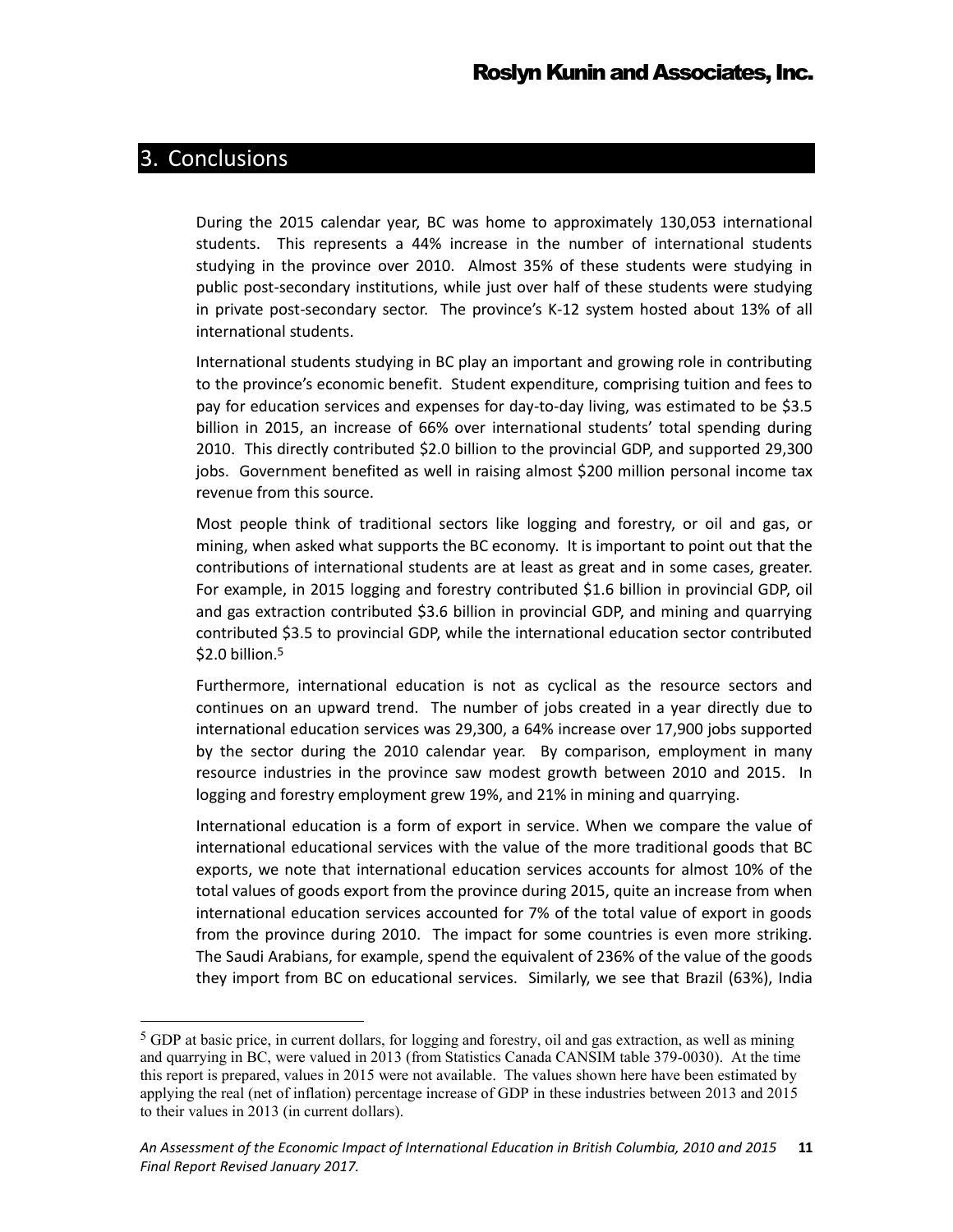## 3. Conclusions

During the 2015 calendar year, BC was home to approximately 130,053 international students. This represents a 44% increase in the number of international students studying in the province over 2010. Almost 35% of these students were studying in public post-secondary institutions, while just over half of these students were studying in private post-secondary sector. The province's K-12 system hosted about 13% of all international students.

International students studying in BC play an important and growing role in contributing to the province's economic benefit. Student expenditure, comprising tuition and fees to pay for education services and expenses for day-to-day living, was estimated to be $3.5 billion in 2015, an increase of 66% over international students' total spending during 2010. This directly contributed $2.0 billion to the provincial GDP, and supported 29,300 jobs. Government benefited as well in raising almost $200 million personal income tax revenue from this source.

Most people think of traditional sectors like logging and forestry, or oil and gas, or mining, when asked what supports the BC economy. It is important to point out that the contributions of international students are at least as great and in some cases, greater. For example, in 2015 logging and forestry contributed $1.6 billion in provincial GDP, oil and gas extraction contributed $3.6 billion in provincial GDP, and mining and quarrying contributed $3.5 to provincial GDP, while the international education sector contributed $2.0 billion.[5]

Furthermore, international education is not as cyclical as the resource sectors and continues on an upward trend. The number of jobs created in a year directly due to international education services was 29,300, a 64% increase over 17,900 jobs supported by the sector during the 2010 calendar year. By comparison, employment in many resource industries in the province saw modest growth between 2010 and 2015. In logging and forestry employment grew 19%, and 21% in mining and quarrying.

International education is a form of export in service. When we compare the value of international educational services with the value of the more traditional goods that BC exports, we note that international education services accounts for almost 10% of the total values of goods export from the province during 2015, quite an increase from when international education services accounted for 7% of the total value of export in goods from the province during 2010. The impact for some countries is even more striking. The Saudi Arabians, for example, spend the equivalent of 236% of the value of the goods they import from BC on educational services. Similarly, we see that Brazil (63%), India

---

[5] GDP at basic price, in current dollars, for logging and forestry, oil and gas extraction, as well as mining and quarrying in BC, were valued in 2013 (from Statistics Canada CANSIM table 379-0030). At the time this report is prepared, values in 2015 were not available. The values shown here have been estimated by applying the real (net of inflation) percentage increase of GDP in these industries between 2013 and 2015 to their values in 2013 (in current dollars).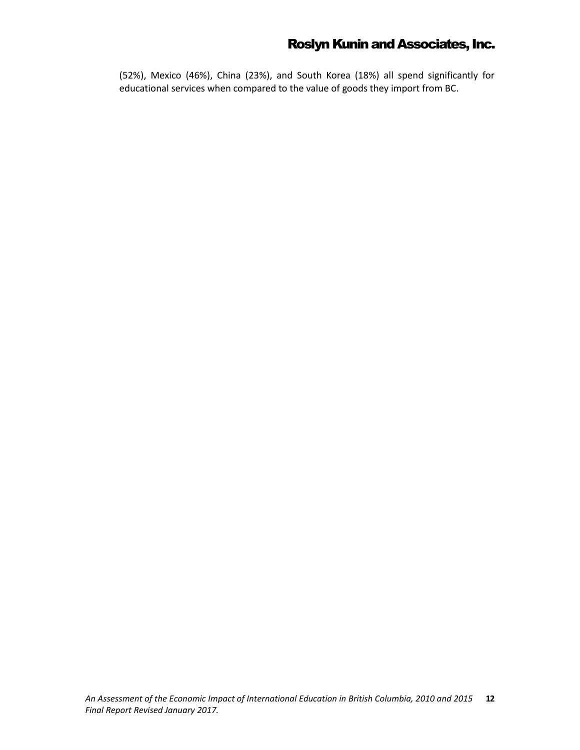(52%), Mexico (46%), China (23%), and South Korea (18%) all spend significantly for educational services when compared to the value of goods they import from BC.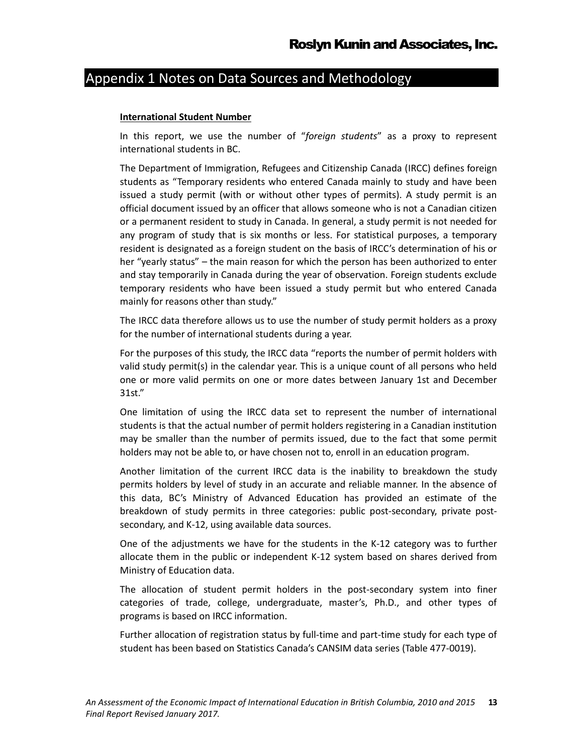# Appendix 1 Notes on Data Sources and Methodology

**International Student Number**

In this report, we use the number of "*foreign students*" as a proxy to represent international students in BC.

The Department of Immigration, Refugees and Citizenship Canada (IRCC) defines foreign students as "Temporary residents who entered Canada mainly to study and have been issued a study permit (with or without other types of permits). A study permit is an official document issued by an officer that allows someone who is not a Canadian citizen or a permanent resident to study in Canada. In general, a study permit is not needed for any program of study that is six months or less. For statistical purposes, a temporary resident is designated as a foreign student on the basis of IRCC's determination of his or her "yearly status" – the main reason for which the person has been authorized to enter and stay temporarily in Canada during the year of observation. Foreign students exclude temporary residents who have been issued a study permit but who entered Canada mainly for reasons other than study."

The IRCC data therefore allows us to use the number of study permit holders as a proxy for the number of international students during a year.

For the purposes of this study, the IRCC data "reports the number of permit holders with valid study permit(s) in the calendar year. This is a unique count of all persons who held one or more valid permits on one or more dates between January 1st and December 31st."

One limitation of using the IRCC data set to represent the number of international students is that the actual number of permit holders registering in a Canadian institution may be smaller than the number of permits issued, due to the fact that some permit holders may not be able to, or have chosen not to, enroll in an education program.

Another limitation of the current IRCC data is the inability to breakdown the study permits holders by level of study in an accurate and reliable manner. In the absence of this data, BC's Ministry of Advanced Education has provided an estimate of the breakdown of study permits in three categories: public post-secondary, private post-secondary, and K-12, using available data sources.

One of the adjustments we have for the students in the K-12 category was to further allocate them in the public or independent K-12 system based on shares derived from Ministry of Education data.

The allocation of student permit holders in the post-secondary system into finer categories of trade, college, undergraduate, master's, Ph.D., and other types of programs is based on IRCC information.

Further allocation of registration status by full-time and part-time study for each type of student has been based on Statistics Canada's CANSIM data series (Table 477-0019).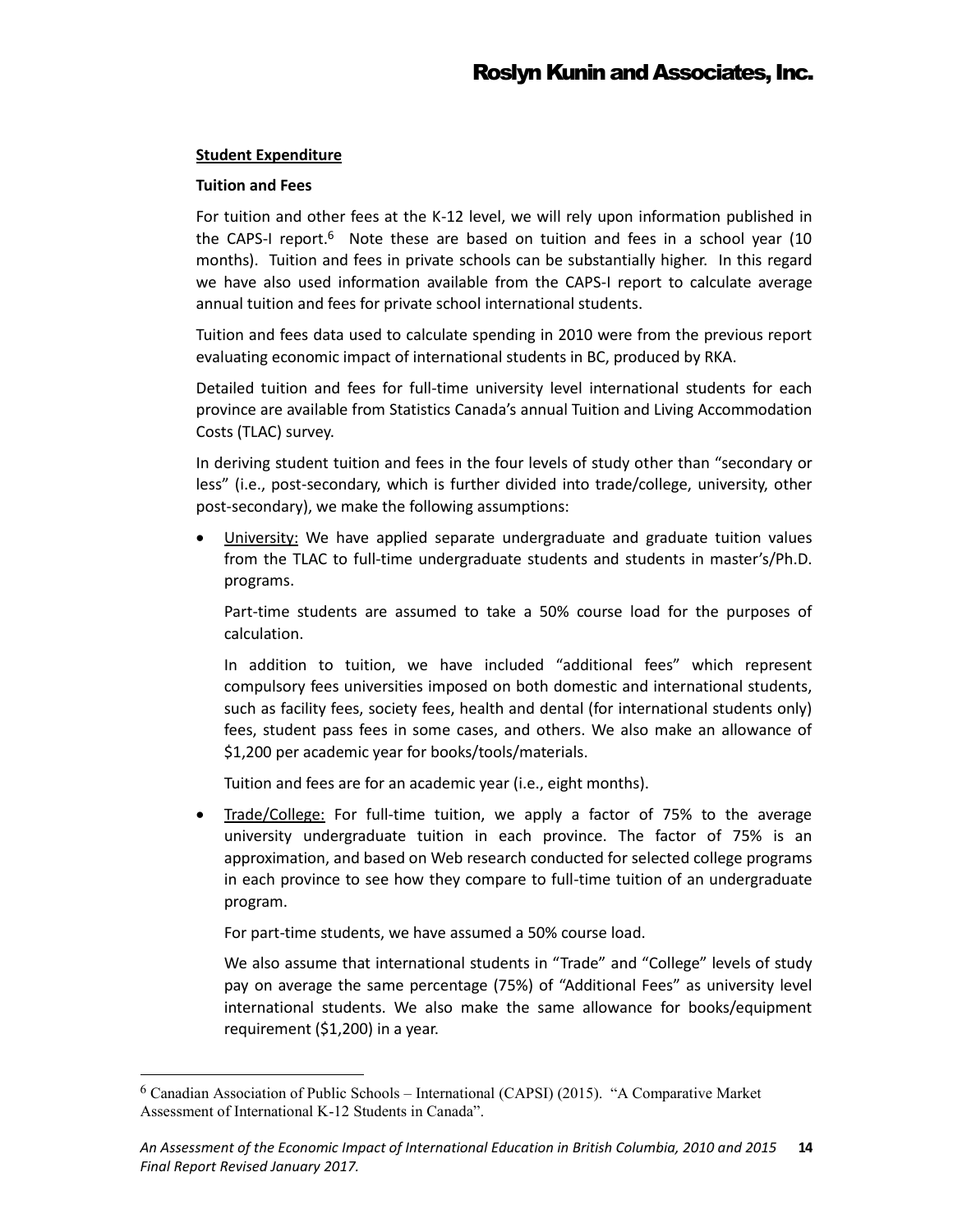**Student Expenditure**

**Tuition and Fees**

For tuition and other fees at the K-12 level, we will rely upon information published in the CAPS-I report.[6] Note these are based on tuition and fees in a school year (10 months). Tuition and fees in private schools can be substantially higher. In this regard we have also used information available from the CAPS-I report to calculate average annual tuition and fees for private school international students.

Tuition and fees data used to calculate spending in 2010 were from the previous report evaluating economic impact of international students in BC, produced by RKA.

Detailed tuition and fees for full-time university level international students for each province are available from Statistics Canada's annual Tuition and Living Accommodation Costs (TLAC) survey.

In deriving student tuition and fees in the four levels of study other than "secondary or less" (i.e., post-secondary, which is further divided into trade/college, university, other post-secondary), we make the following assumptions:

- University: We have applied separate undergraduate and graduate tuition values from the TLAC to full-time undergraduate students and students in master's/Ph.D. programs.

  Part-time students are assumed to take a 50% course load for the purposes of calculation.

  In addition to tuition, we have included "additional fees" which represent compulsory fees universities imposed on both domestic and international students, such as facility fees, society fees, health and dental (for international students only) fees, student pass fees in some cases, and others. We also make an allowance of $1,200 per academic year for books/tools/materials.

  Tuition and fees are for an academic year (i.e., eight months).

- Trade/College: For full-time tuition, we apply a factor of 75% to the average university undergraduate tuition in each province. The factor of 75% is an approximation, and based on Web research conducted for selected college programs in each province to see how they compare to full-time tuition of an undergraduate program.

  For part-time students, we have assumed a 50% course load.

  We also assume that international students in "Trade" and "College" levels of study pay on average the same percentage (75%) of "Additional Fees" as university level international students. We also make the same allowance for books/equipment requirement ($1,200) in a year.

---

[6] Canadian Association of Public Schools – International (CAPSI) (2015). "A Comparative Market Assessment of International K-12 Students in Canada".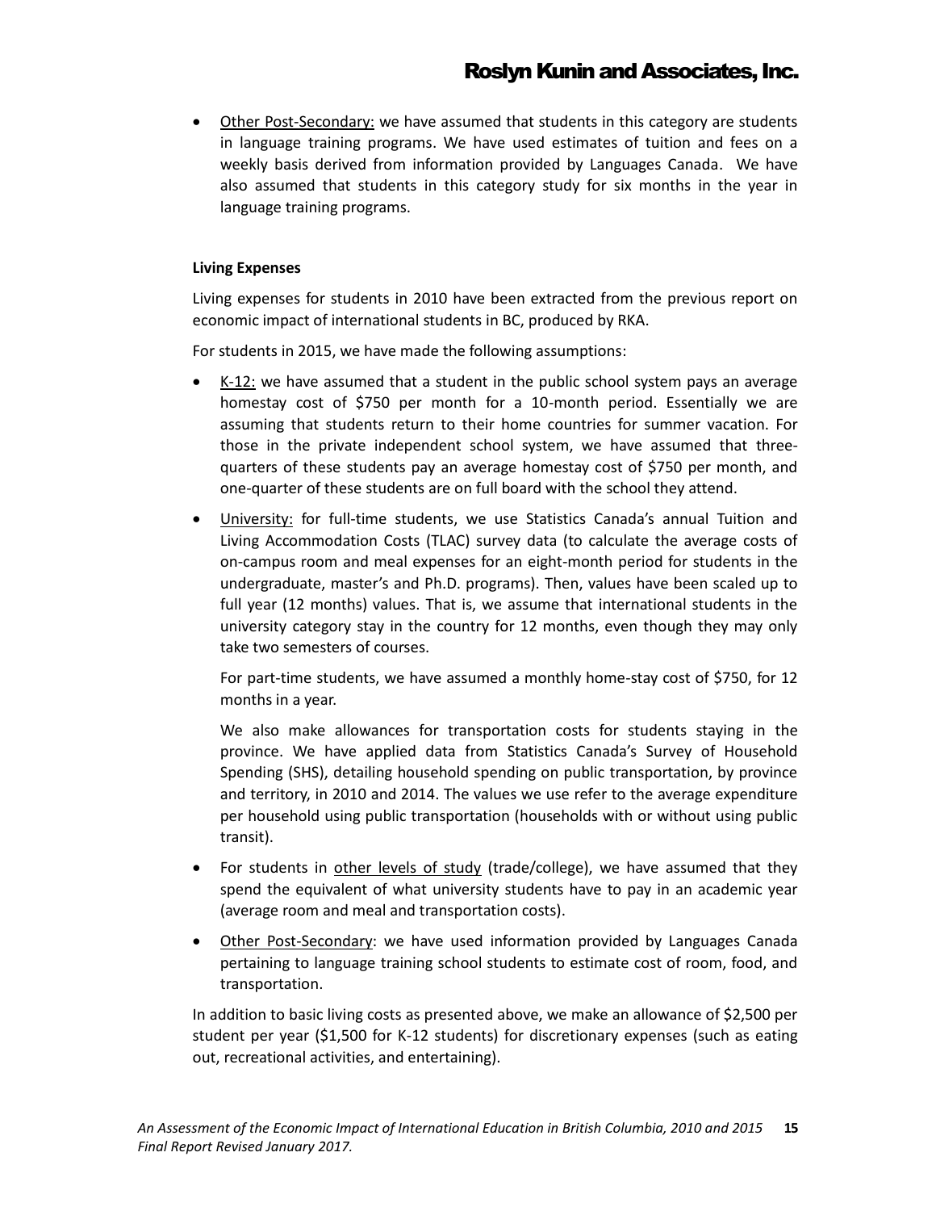- Other Post-Secondary: we have assumed that students in this category are students in language training programs. We have used estimates of tuition and fees on a weekly basis derived from information provided by Languages Canada. We have also assumed that students in this category study for six months in the year in language training programs.

**Living Expenses**

Living expenses for students in 2010 have been extracted from the previous report on economic impact of international students in BC, produced by RKA.

For students in 2015, we have made the following assumptions:

- K-12: we have assumed that a student in the public school system pays an average homestay cost of $750 per month for a 10-month period. Essentially we are assuming that students return to their home countries for summer vacation. For those in the private independent school system, we have assumed that three-quarters of these students pay an average homestay cost of $750 per month, and one-quarter of these students are on full board with the school they attend.
- University: for full-time students, we use Statistics Canada's annual Tuition and Living Accommodation Costs (TLAC) survey data (to calculate the average costs of on-campus room and meal expenses for an eight-month period for students in the undergraduate, master's and Ph.D. programs). Then, values have been scaled up to full year (12 months) values. That is, we assume that international students in the university category stay in the country for 12 months, even though they may only take two semesters of courses.

  For part-time students, we have assumed a monthly home-stay cost of $750, for 12 months in a year.

  We also make allowances for transportation costs for students staying in the province. We have applied data from Statistics Canada's Survey of Household Spending (SHS), detailing household spending on public transportation, by province and territory, in 2010 and 2014. The values we use refer to the average expenditure per household using public transportation (households with or without using public transit).
- For students in other levels of study (trade/college), we have assumed that they spend the equivalent of what university students have to pay in an academic year (average room and meal and transportation costs).
- Other Post-Secondary: we have used information provided by Languages Canada pertaining to language training school students to estimate cost of room, food, and transportation.

In addition to basic living costs as presented above, we make an allowance of $2,500 per student per year ($1,500 for K-12 students) for discretionary expenses (such as eating out, recreational activities, and entertaining).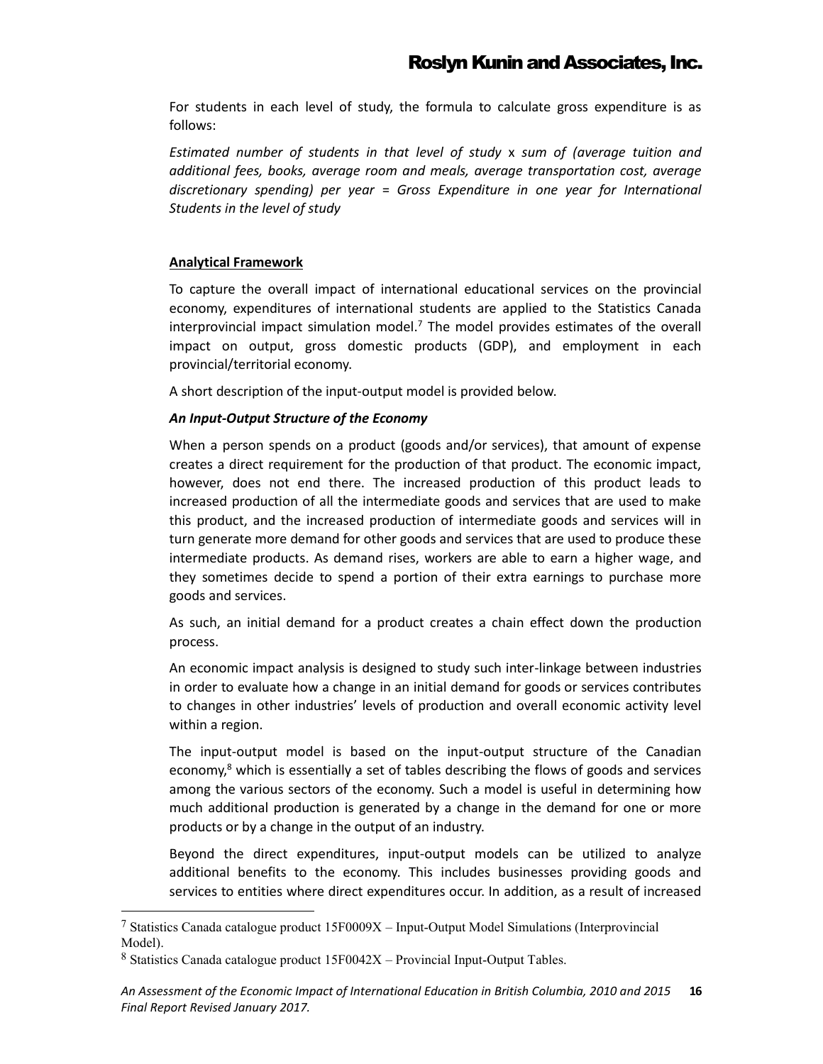For students in each level of study, the formula to calculate gross expenditure is as follows:

*Estimated number of students in that level of study* x *sum of (average tuition and additional fees, books, average room and meals, average transportation cost, average discretionary spending) per year = Gross Expenditure in one year for International Students in the level of study*

## Analytical Framework

To capture the overall impact of international educational services on the provincial economy, expenditures of international students are applied to the Statistics Canada interprovincial impact simulation model.[7] The model provides estimates of the overall impact on output, gross domestic products (GDP), and employment in each provincial/territorial economy.

A short description of the input-output model is provided below.

### *An Input-Output Structure of the Economy*

When a person spends on a product (goods and/or services), that amount of expense creates a direct requirement for the production of that product. The economic impact, however, does not end there. The increased production of this product leads to increased production of all the intermediate goods and services that are used to make this product, and the increased production of intermediate goods and services will in turn generate more demand for other goods and services that are used to produce these intermediate products. As demand rises, workers are able to earn a higher wage, and they sometimes decide to spend a portion of their extra earnings to purchase more goods and services.

As such, an initial demand for a product creates a chain effect down the production process.

An economic impact analysis is designed to study such inter-linkage between industries in order to evaluate how a change in an initial demand for goods or services contributes to changes in other industries' levels of production and overall economic activity level within a region.

The input-output model is based on the input-output structure of the Canadian economy,[8] which is essentially a set of tables describing the flows of goods and services among the various sectors of the economy. Such a model is useful in determining how much additional production is generated by a change in the demand for one or more products or by a change in the output of an industry.

Beyond the direct expenditures, input-output models can be utilized to analyze additional benefits to the economy. This includes businesses providing goods and services to entities where direct expenditures occur. In addition, as a result of increased

---

[7] Statistics Canada catalogue product 15F0009X – Input-Output Model Simulations (Interprovincial Model).

[8] Statistics Canada catalogue product 15F0042X – Provincial Input-Output Tables.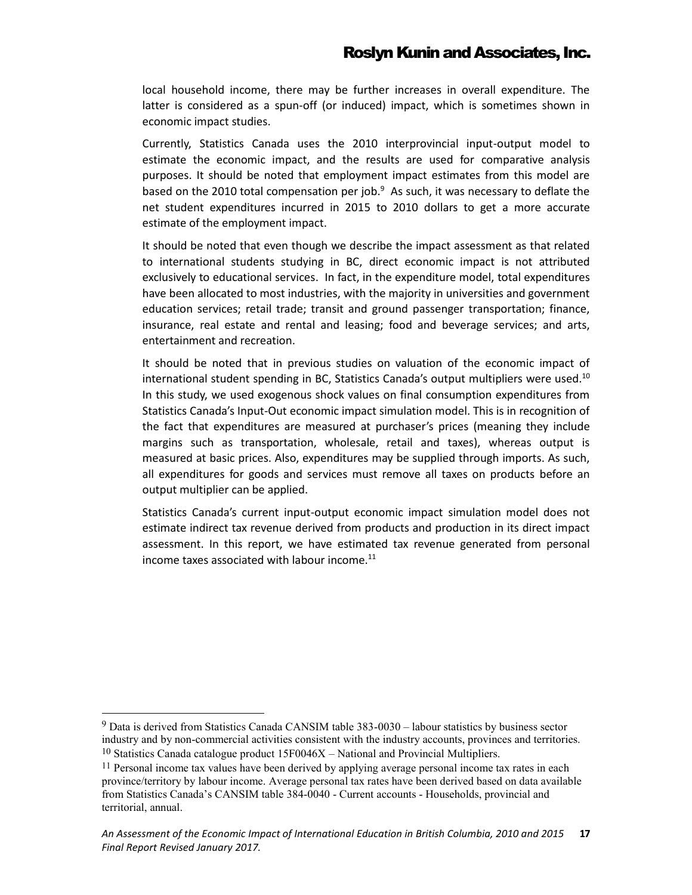local household income, there may be further increases in overall expenditure. The latter is considered as a spun-off (or induced) impact, which is sometimes shown in economic impact studies.

Currently, Statistics Canada uses the 2010 interprovincial input-output model to estimate the economic impact, and the results are used for comparative analysis purposes. It should be noted that employment impact estimates from this model are based on the 2010 total compensation per job.[9] As such, it was necessary to deflate the net student expenditures incurred in 2015 to 2010 dollars to get a more accurate estimate of the employment impact.

It should be noted that even though we describe the impact assessment as that related to international students studying in BC, direct economic impact is not attributed exclusively to educational services. In fact, in the expenditure model, total expenditures have been allocated to most industries, with the majority in universities and government education services; retail trade; transit and ground passenger transportation; finance, insurance, real estate and rental and leasing; food and beverage services; and arts, entertainment and recreation.

It should be noted that in previous studies on valuation of the economic impact of international student spending in BC, Statistics Canada's output multipliers were used.[10] In this study, we used exogenous shock values on final consumption expenditures from Statistics Canada's Input-Out economic impact simulation model. This is in recognition of the fact that expenditures are measured at purchaser's prices (meaning they include margins such as transportation, wholesale, retail and taxes), whereas output is measured at basic prices. Also, expenditures may be supplied through imports. As such, all expenditures for goods and services must remove all taxes on products before an output multiplier can be applied.

Statistics Canada's current input-output economic impact simulation model does not estimate indirect tax revenue derived from products and production in its direct impact assessment. In this report, we have estimated tax revenue generated from personal income taxes associated with labour income.[11]

---

[9] Data is derived from Statistics Canada CANSIM table 383-0030 – labour statistics by business sector industry and by non-commercial activities consistent with the industry accounts, provinces and territories.

[10] Statistics Canada catalogue product 15F0046X – National and Provincial Multipliers.

[11] Personal income tax values have been derived by applying average personal income tax rates in each province/territory by labour income. Average personal tax rates have been derived based on data available from Statistics Canada's CANSIM table 384-0040 - Current accounts - Households, provincial and territorial, annual.